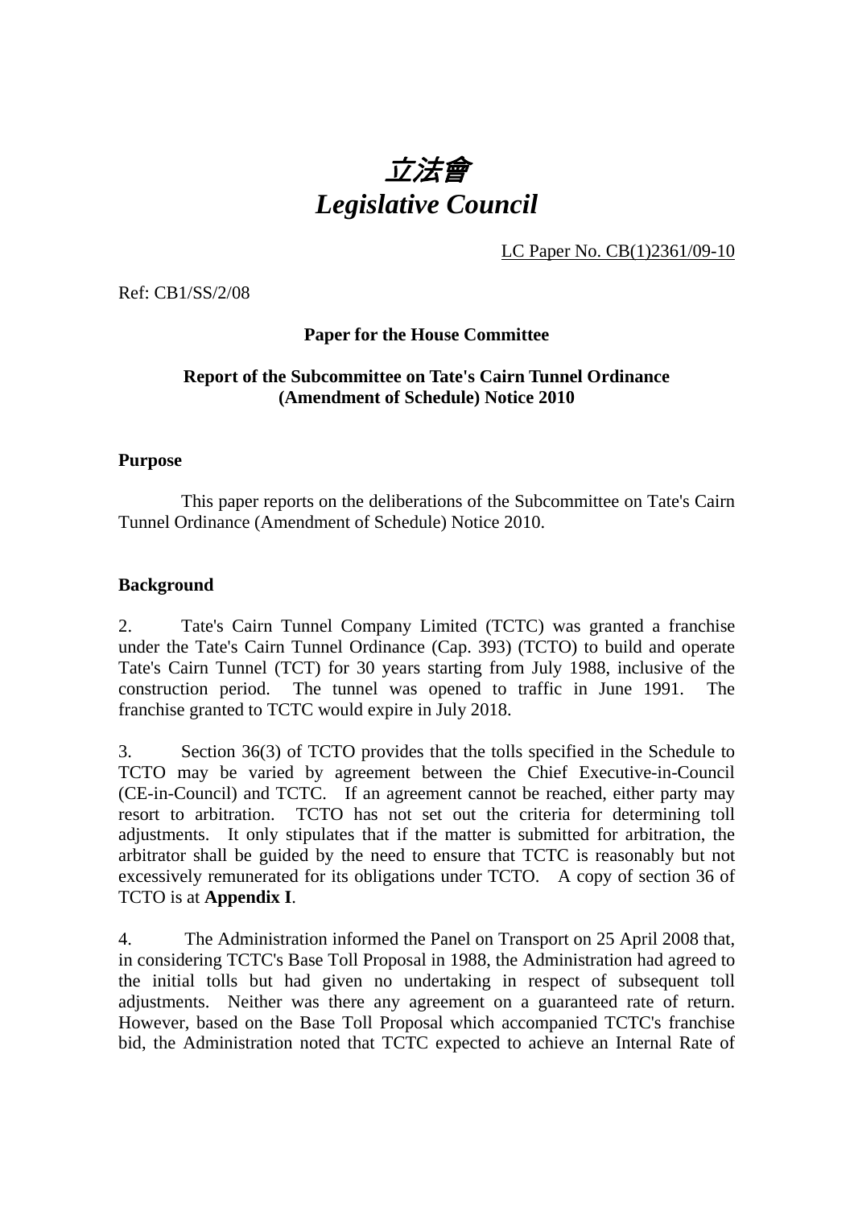# *立法會*
# *Legislative Council*

LC Paper No. CB(1)2361/09-10

Ref: CB1/SS/2/08

**Paper for the House Committee**

**Report of the Subcommittee on Tate's Cairn Tunnel Ordinance (Amendment of Schedule) Notice 2010**

## Purpose

This paper reports on the deliberations of the Subcommittee on Tate's Cairn Tunnel Ordinance (Amendment of Schedule) Notice 2010.

## Background

2. Tate's Cairn Tunnel Company Limited (TCTC) was granted a franchise under the Tate's Cairn Tunnel Ordinance (Cap. 393) (TCTO) to build and operate Tate's Cairn Tunnel (TCT) for 30 years starting from July 1988, inclusive of the construction period. The tunnel was opened to traffic in June 1991. The franchise granted to TCTC would expire in July 2018.

3. Section 36(3) of TCTO provides that the tolls specified in the Schedule to TCTO may be varied by agreement between the Chief Executive-in-Council (CE-in-Council) and TCTC. If an agreement cannot be reached, either party may resort to arbitration. TCTO has not set out the criteria for determining toll adjustments. It only stipulates that if the matter is submitted for arbitration, the arbitrator shall be guided by the need to ensure that TCTC is reasonably but not excessively remunerated for its obligations under TCTO. A copy of section 36 of TCTO is at **Appendix I**.

4. The Administration informed the Panel on Transport on 25 April 2008 that, in considering TCTC's Base Toll Proposal in 1988, the Administration had agreed to the initial tolls but had given no undertaking in respect of subsequent toll adjustments. Neither was there any agreement on a guaranteed rate of return. However, based on the Base Toll Proposal which accompanied TCTC's franchise bid, the Administration noted that TCTC expected to achieve an Internal Rate of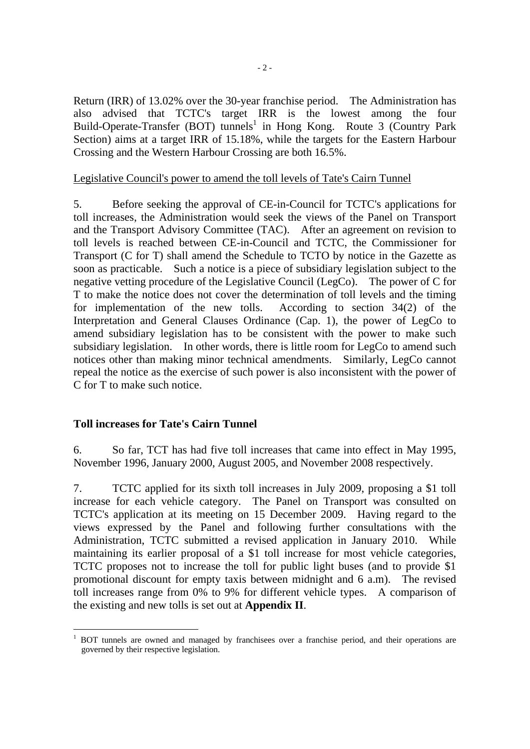Return (IRR) of 13.02% over the 30-year franchise period. The Administration has also advised that TCTC's target IRR is the lowest among the four Build-Operate-Transfer (BOT) tunnels[1] in Hong Kong. Route 3 (Country Park Section) aims at a target IRR of 15.18%, while the targets for the Eastern Harbour Crossing and the Western Harbour Crossing are both 16.5%.

<u>Legislative Council's power to amend the toll levels of Tate's Cairn Tunnel</u>

5. Before seeking the approval of CE-in-Council for TCTC's applications for toll increases, the Administration would seek the views of the Panel on Transport and the Transport Advisory Committee (TAC). After an agreement on revision to toll levels is reached between CE-in-Council and TCTC, the Commissioner for Transport (C for T) shall amend the Schedule to TCTO by notice in the Gazette as soon as practicable. Such a notice is a piece of subsidiary legislation subject to the negative vetting procedure of the Legislative Council (LegCo). The power of C for T to make the notice does not cover the determination of toll levels and the timing for implementation of the new tolls. According to section 34(2) of the Interpretation and General Clauses Ordinance (Cap. 1), the power of LegCo to amend subsidiary legislation has to be consistent with the power to make such subsidiary legislation. In other words, there is little room for LegCo to amend such notices other than making minor technical amendments. Similarly, LegCo cannot repeal the notice as the exercise of such power is also inconsistent with the power of C for T to make such notice.

## Toll increases for Tate's Cairn Tunnel

6. So far, TCT has had five toll increases that came into effect in May 1995, November 1996, January 2000, August 2005, and November 2008 respectively.

7. TCTC applied for its sixth toll increases in July 2009, proposing a $1 toll increase for each vehicle category. The Panel on Transport was consulted on TCTC's application at its meeting on 15 December 2009. Having regard to the views expressed by the Panel and following further consultations with the Administration, TCTC submitted a revised application in January 2010. While maintaining its earlier proposal of a $1 toll increase for most vehicle categories, TCTC proposes not to increase the toll for public light buses (and to provide $1 promotional discount for empty taxis between midnight and 6 a.m). The revised toll increases range from 0% to 9% for different vehicle types. A comparison of the existing and new tolls is set out at **Appendix II**.

---

[1] BOT tunnels are owned and managed by franchisees over a franchise period, and their operations are governed by their respective legislation.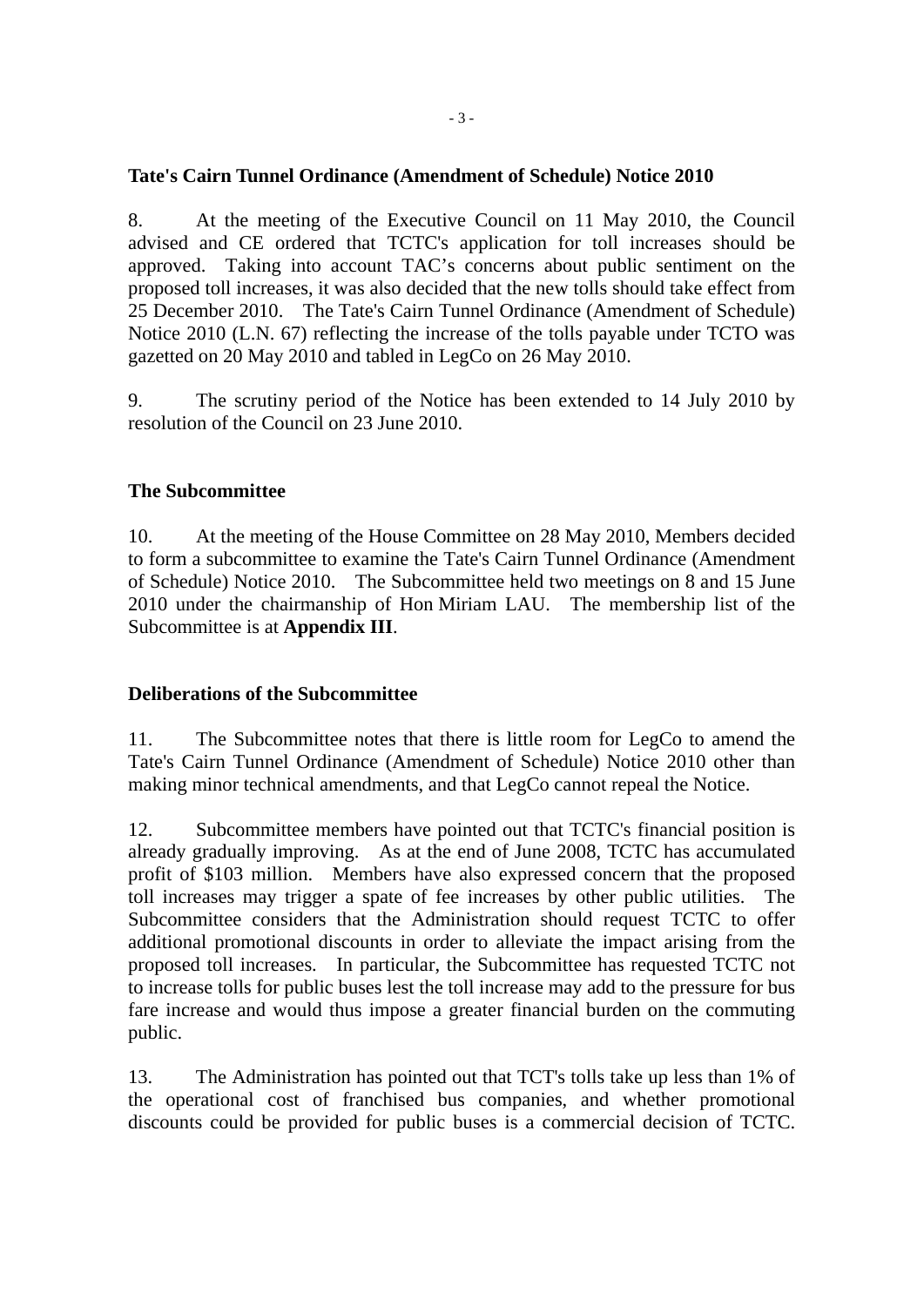**Tate's Cairn Tunnel Ordinance (Amendment of Schedule) Notice 2010**

8. At the meeting of the Executive Council on 11 May 2010, the Council advised and CE ordered that TCTC's application for toll increases should be approved. Taking into account TAC's concerns about public sentiment on the proposed toll increases, it was also decided that the new tolls should take effect from 25 December 2010. The Tate's Cairn Tunnel Ordinance (Amendment of Schedule) Notice 2010 (L.N. 67) reflecting the increase of the tolls payable under TCTO was gazetted on 20 May 2010 and tabled in LegCo on 26 May 2010.

9. The scrutiny period of the Notice has been extended to 14 July 2010 by resolution of the Council on 23 June 2010.

**The Subcommittee**

10. At the meeting of the House Committee on 28 May 2010, Members decided to form a subcommittee to examine the Tate's Cairn Tunnel Ordinance (Amendment of Schedule) Notice 2010. The Subcommittee held two meetings on 8 and 15 June 2010 under the chairmanship of Hon Miriam LAU. The membership list of the Subcommittee is at **Appendix III**.

**Deliberations of the Subcommittee**

11. The Subcommittee notes that there is little room for LegCo to amend the Tate's Cairn Tunnel Ordinance (Amendment of Schedule) Notice 2010 other than making minor technical amendments, and that LegCo cannot repeal the Notice.

12. Subcommittee members have pointed out that TCTC's financial position is already gradually improving. As at the end of June 2008, TCTC has accumulated profit of $103 million. Members have also expressed concern that the proposed toll increases may trigger a spate of fee increases by other public utilities. The Subcommittee considers that the Administration should request TCTC to offer additional promotional discounts in order to alleviate the impact arising from the proposed toll increases. In particular, the Subcommittee has requested TCTC not to increase tolls for public buses lest the toll increase may add to the pressure for bus fare increase and would thus impose a greater financial burden on the commuting public.

13. The Administration has pointed out that TCT's tolls take up less than 1% of the operational cost of franchised bus companies, and whether promotional discounts could be provided for public buses is a commercial decision of TCTC.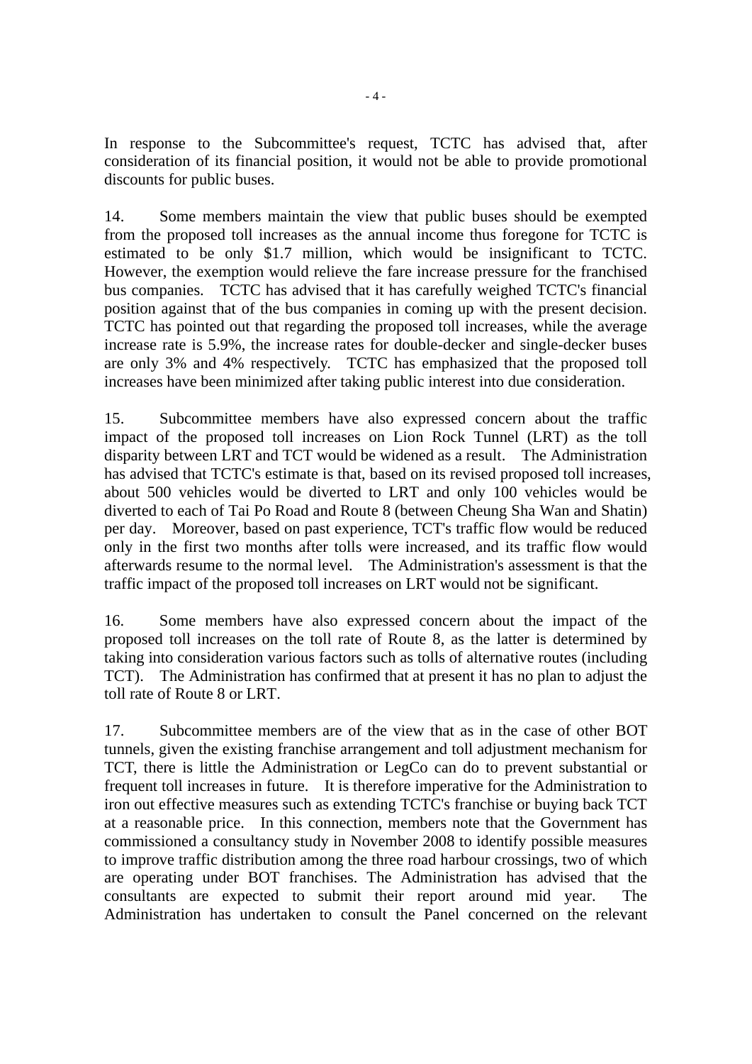In response to the Subcommittee's request, TCTC has advised that, after consideration of its financial position, it would not be able to provide promotional discounts for public buses.

14. Some members maintain the view that public buses should be exempted from the proposed toll increases as the annual income thus foregone for TCTC is estimated to be only $1.7 million, which would be insignificant to TCTC. However, the exemption would relieve the fare increase pressure for the franchised bus companies. TCTC has advised that it has carefully weighed TCTC's financial position against that of the bus companies in coming up with the present decision. TCTC has pointed out that regarding the proposed toll increases, while the average increase rate is 5.9%, the increase rates for double-decker and single-decker buses are only 3% and 4% respectively. TCTC has emphasized that the proposed toll increases have been minimized after taking public interest into due consideration.

15. Subcommittee members have also expressed concern about the traffic impact of the proposed toll increases on Lion Rock Tunnel (LRT) as the toll disparity between LRT and TCT would be widened as a result. The Administration has advised that TCTC's estimate is that, based on its revised proposed toll increases, about 500 vehicles would be diverted to LRT and only 100 vehicles would be diverted to each of Tai Po Road and Route 8 (between Cheung Sha Wan and Shatin) per day. Moreover, based on past experience, TCT's traffic flow would be reduced only in the first two months after tolls were increased, and its traffic flow would afterwards resume to the normal level. The Administration's assessment is that the traffic impact of the proposed toll increases on LRT would not be significant.

16. Some members have also expressed concern about the impact of the proposed toll increases on the toll rate of Route 8, as the latter is determined by taking into consideration various factors such as tolls of alternative routes (including TCT). The Administration has confirmed that at present it has no plan to adjust the toll rate of Route 8 or LRT.

17. Subcommittee members are of the view that as in the case of other BOT tunnels, given the existing franchise arrangement and toll adjustment mechanism for TCT, there is little the Administration or LegCo can do to prevent substantial or frequent toll increases in future. It is therefore imperative for the Administration to iron out effective measures such as extending TCTC's franchise or buying back TCT at a reasonable price. In this connection, members note that the Government has commissioned a consultancy study in November 2008 to identify possible measures to improve traffic distribution among the three road harbour crossings, two of which are operating under BOT franchises. The Administration has advised that the consultants are expected to submit their report around mid year. The Administration has undertaken to consult the Panel concerned on the relevant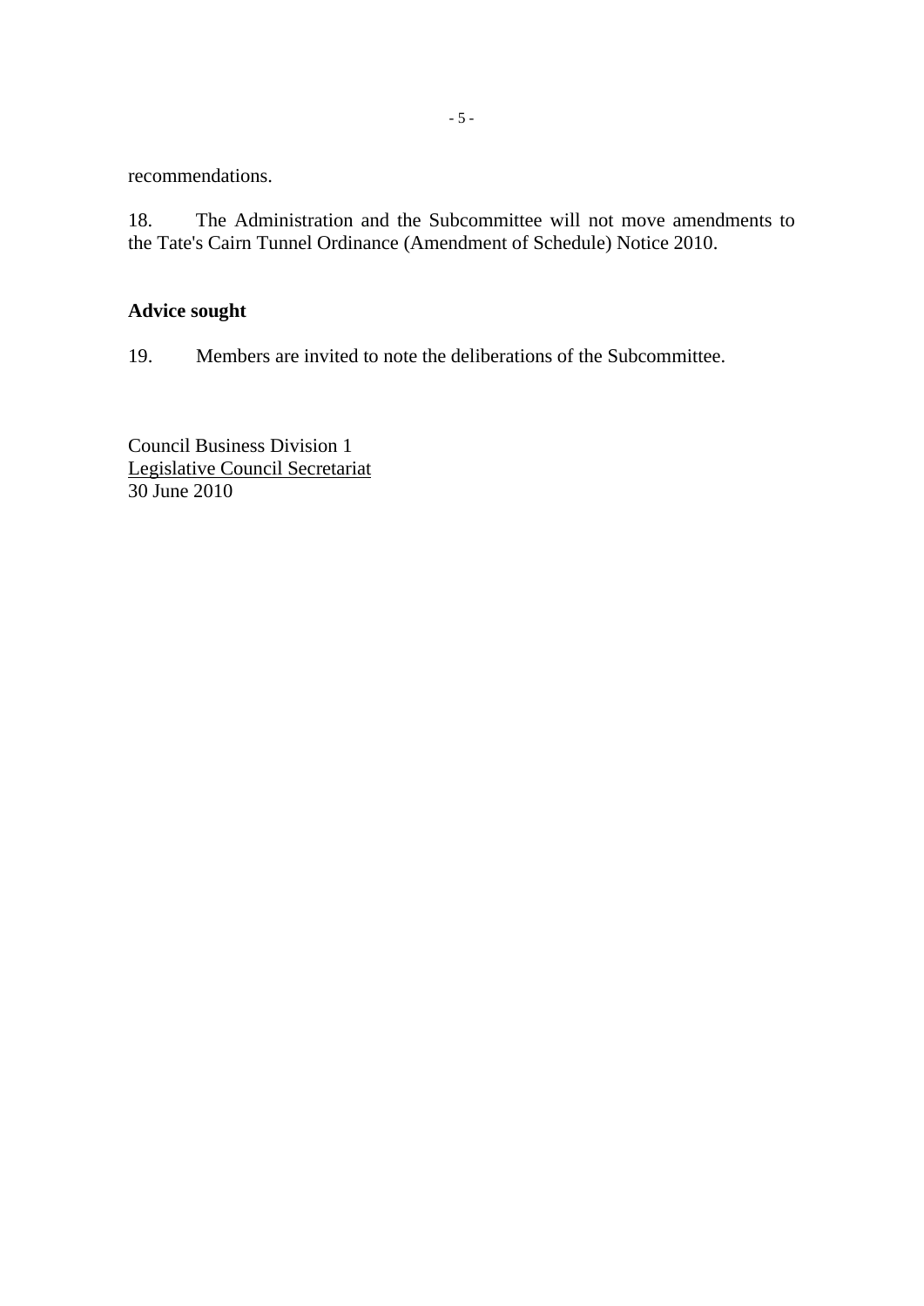recommendations.

18. The Administration and the Subcommittee will not move amendments to the Tate's Cairn Tunnel Ordinance (Amendment of Schedule) Notice 2010.

## Advice sought

19. Members are invited to note the deliberations of the Subcommittee.

Council Business Division 1
Legislative Council Secretariat
30 June 2010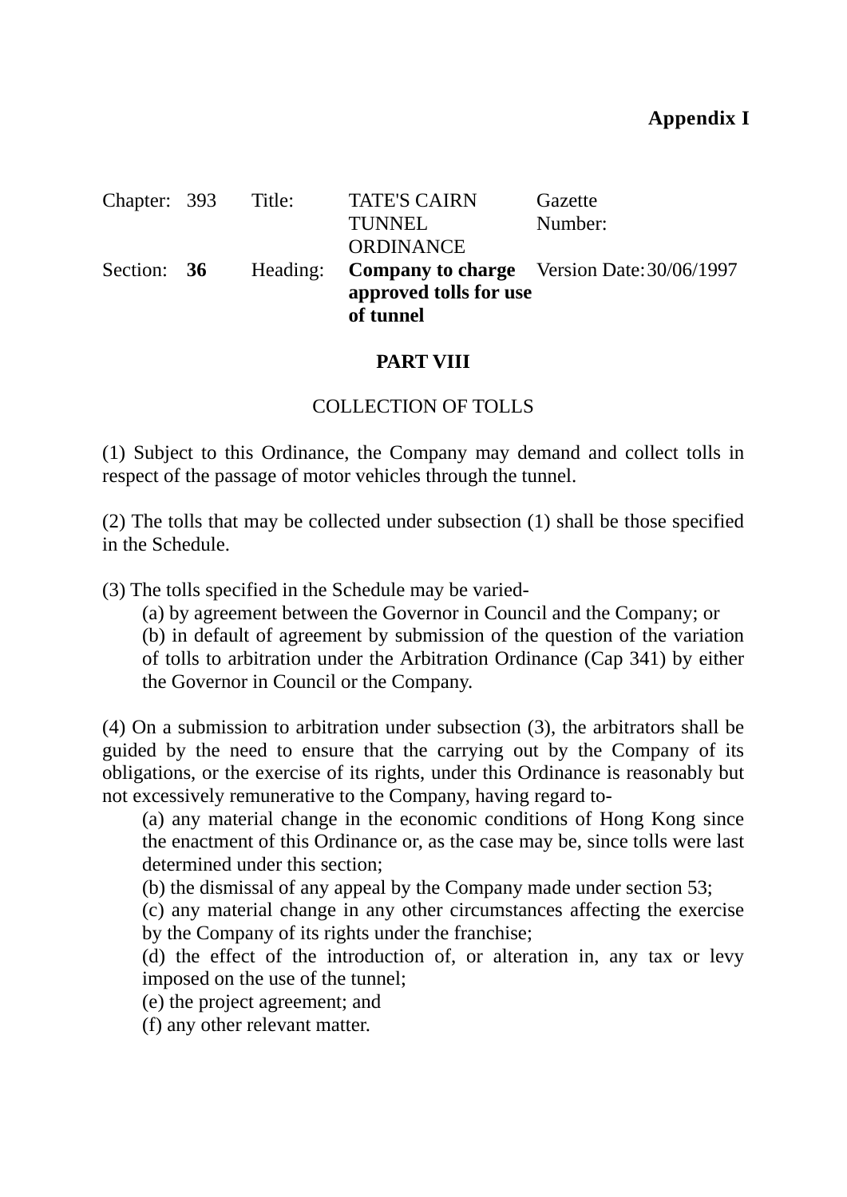**Appendix I**

| Chapter: | 393 | Title: | TATE'S CAIRN TUNNEL ORDINANCE | Gazette Number: | |
|---|---|---|---|---|---|
| Section: | **36** | Heading: | **Company to charge approved tolls for use of tunnel** | Version Date: | 30/06/1997 |

**PART VIII**

COLLECTION OF TOLLS

(1) Subject to this Ordinance, the Company may demand and collect tolls in respect of the passage of motor vehicles through the tunnel.

(2) The tolls that may be collected under subsection (1) shall be those specified in the Schedule.

(3) The tolls specified in the Schedule may be varied-

(a) by agreement between the Governor in Council and the Company; or

(b) in default of agreement by submission of the question of the variation of tolls to arbitration under the Arbitration Ordinance (Cap 341) by either the Governor in Council or the Company.

(4) On a submission to arbitration under subsection (3), the arbitrators shall be guided by the need to ensure that the carrying out by the Company of its obligations, or the exercise of its rights, under this Ordinance is reasonably but not excessively remunerative to the Company, having regard to-

(a) any material change in the economic conditions of Hong Kong since the enactment of this Ordinance or, as the case may be, since tolls were last determined under this section;

(b) the dismissal of any appeal by the Company made under section 53;

(c) any material change in any other circumstances affecting the exercise by the Company of its rights under the franchise;

(d) the effect of the introduction of, or alteration in, any tax or levy imposed on the use of the tunnel;

(e) the project agreement; and

(f) any other relevant matter.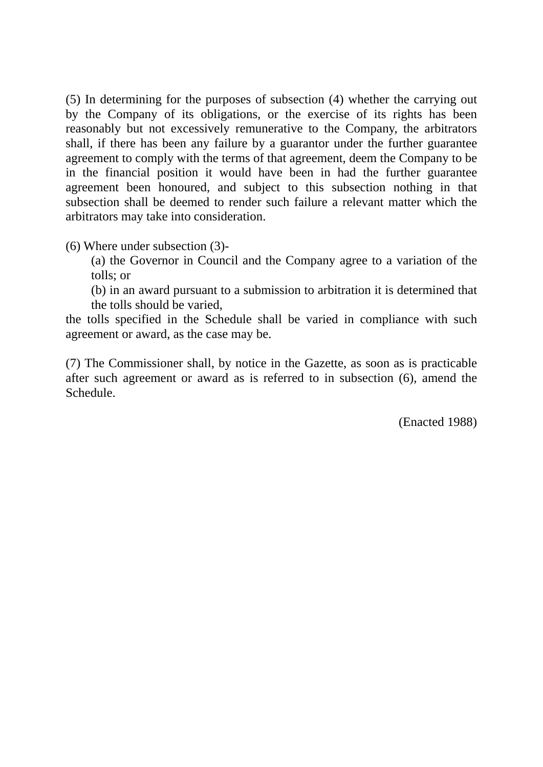(5) In determining for the purposes of subsection (4) whether the carrying out by the Company of its obligations, or the exercise of its rights has been reasonably but not excessively remunerative to the Company, the arbitrators shall, if there has been any failure by a guarantor under the further guarantee agreement to comply with the terms of that agreement, deem the Company to be in the financial position it would have been in had the further guarantee agreement been honoured, and subject to this subsection nothing in that subsection shall be deemed to render such failure a relevant matter which the arbitrators may take into consideration.

(6) Where under subsection (3)-

> (a) the Governor in Council and the Company agree to a variation of the tolls; or
>
> (b) in an award pursuant to a submission to arbitration it is determined that the tolls should be varied,

the tolls specified in the Schedule shall be varied in compliance with such agreement or award, as the case may be.

(7) The Commissioner shall, by notice in the Gazette, as soon as is practicable after such agreement or award as is referred to in subsection (6), amend the Schedule.

(Enacted 1988)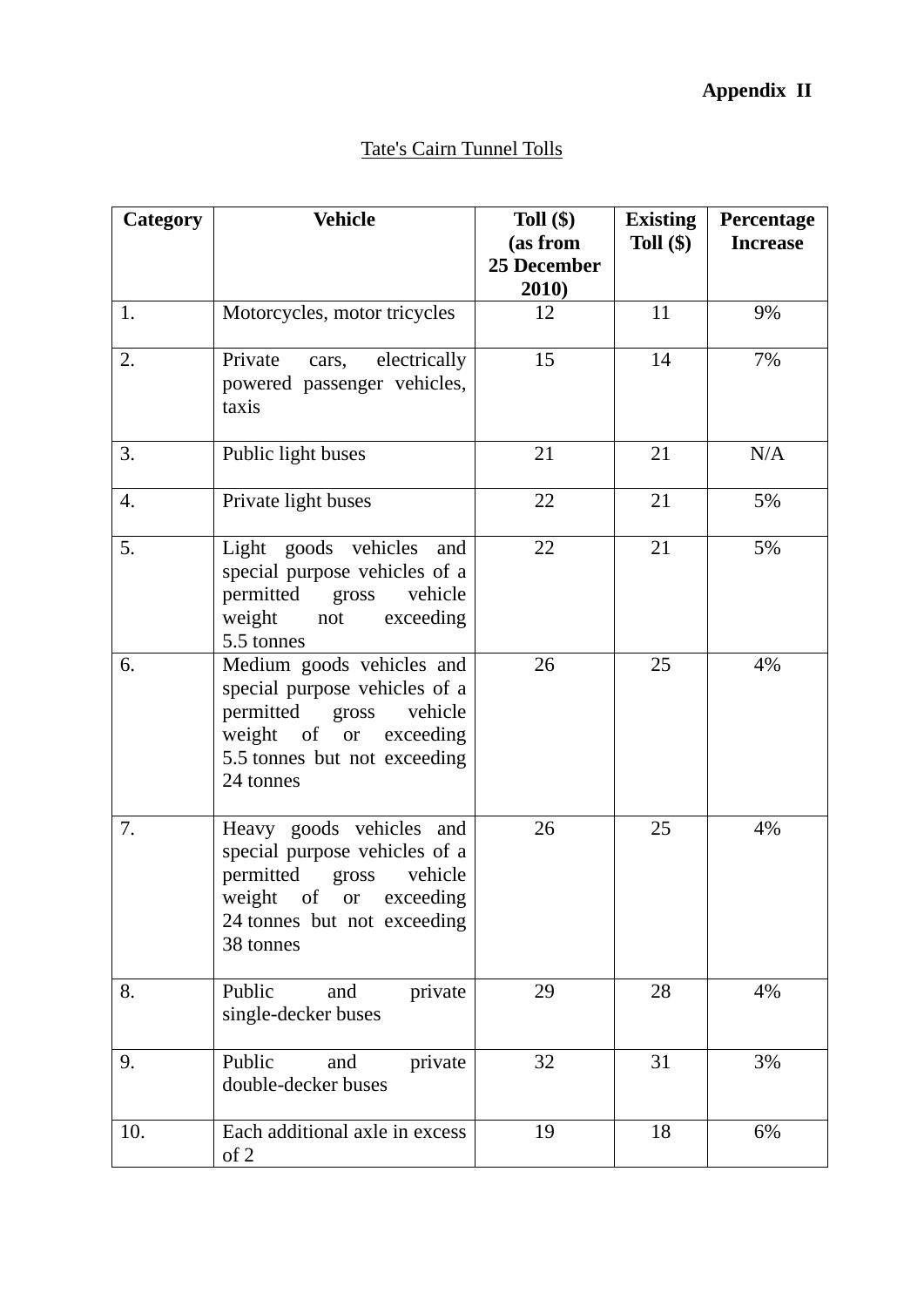**Appendix II**

<u>Tate's Cairn Tunnel Tolls</u>

| Category | Vehicle | Toll ($) (as from 25 December 2010) | Existing Toll ($) | Percentage Increase |
|---|---|---|---|---|
| 1. | Motorcycles, motor tricycles | 12 | 11 | 9% |
| 2. | Private cars, electrically powered passenger vehicles, taxis | 15 | 14 | 7% |
| 3. | Public light buses | 21 | 21 | N/A |
| 4. | Private light buses | 22 | 21 | 5% |
| 5. | Light goods vehicles and special purpose vehicles of a permitted gross vehicle weight not exceeding 5.5 tonnes | 22 | 21 | 5% |
| 6. | Medium goods vehicles and special purpose vehicles of a permitted gross vehicle weight of or exceeding 5.5 tonnes but not exceeding 24 tonnes | 26 | 25 | 4% |
| 7. | Heavy goods vehicles and special purpose vehicles of a permitted gross vehicle weight of or exceeding 24 tonnes but not exceeding 38 tonnes | 26 | 25 | 4% |
| 8. | Public and private single-decker buses | 29 | 28 | 4% |
| 9. | Public and private double-decker buses | 32 | 31 | 3% |
| 10. | Each additional axle in excess of 2 | 19 | 18 | 6% |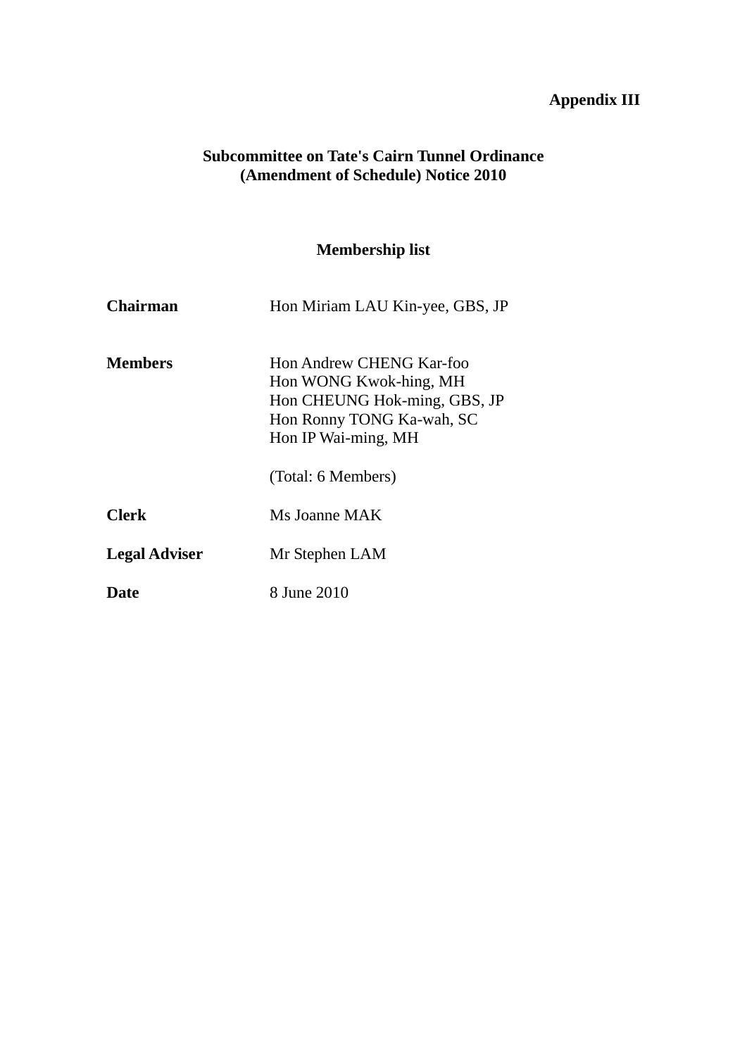**Appendix III**

**Subcommittee on Tate's Cairn Tunnel Ordinance (Amendment of Schedule) Notice 2010**

**Membership list**

| | |
|---|---|
| **Chairman** | Hon Miriam LAU Kin-yee, GBS, JP |
| **Members** | Hon Andrew CHENG Kar-foo<br>Hon WONG Kwok-hing, MH<br>Hon CHEUNG Hok-ming, GBS, JP<br>Hon Ronny TONG Ka-wah, SC<br>Hon IP Wai-ming, MH<br><br>(Total: 6 Members) |
| **Clerk** | Ms Joanne MAK |
| **Legal Adviser** | Mr Stephen LAM |
| **Date** | 8 June 2010 |